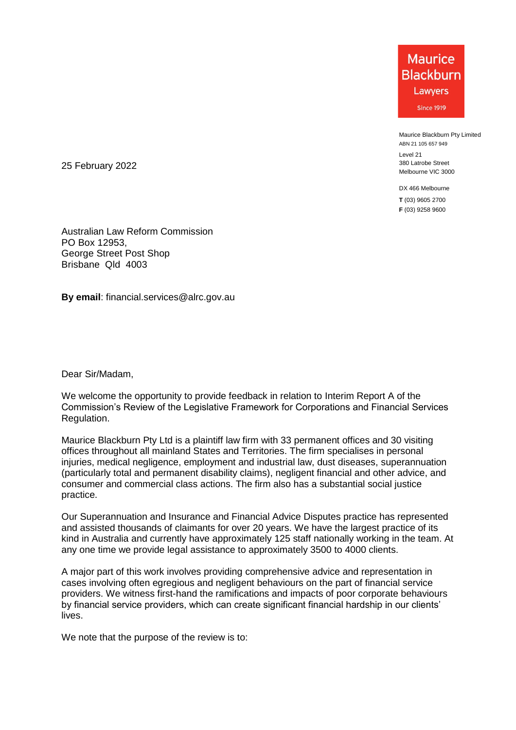Maurice Blackburn Lawyers
Since 1919

Maurice Blackburn Pty Limited
ABN 21 105 657 949

Level 21
380 Latrobe Street
Melbourne VIC 3000

DX 466 Melbourne
**T** (03) 9605 2700
**F** (03) 9258 9600

25 February 2022

Australian Law Reform Commission
PO Box 12953,
George Street Post Shop
Brisbane Qld 4003

**By email**: financial.services@alrc.gov.au

Dear Sir/Madam,

We welcome the opportunity to provide feedback in relation to Interim Report A of the Commission's Review of the Legislative Framework for Corporations and Financial Services Regulation.

Maurice Blackburn Pty Ltd is a plaintiff law firm with 33 permanent offices and 30 visiting offices throughout all mainland States and Territories. The firm specialises in personal injuries, medical negligence, employment and industrial law, dust diseases, superannuation (particularly total and permanent disability claims), negligent financial and other advice, and consumer and commercial class actions. The firm also has a substantial social justice practice.

Our Superannuation and Insurance and Financial Advice Disputes practice has represented and assisted thousands of claimants for over 20 years. We have the largest practice of its kind in Australia and currently have approximately 125 staff nationally working in the team. At any one time we provide legal assistance to approximately 3500 to 4000 clients.

A major part of this work involves providing comprehensive advice and representation in cases involving often egregious and negligent behaviours on the part of financial service providers. We witness first-hand the ramifications and impacts of poor corporate behaviours by financial service providers, which can create significant financial hardship in our clients' lives.

We note that the purpose of the review is to: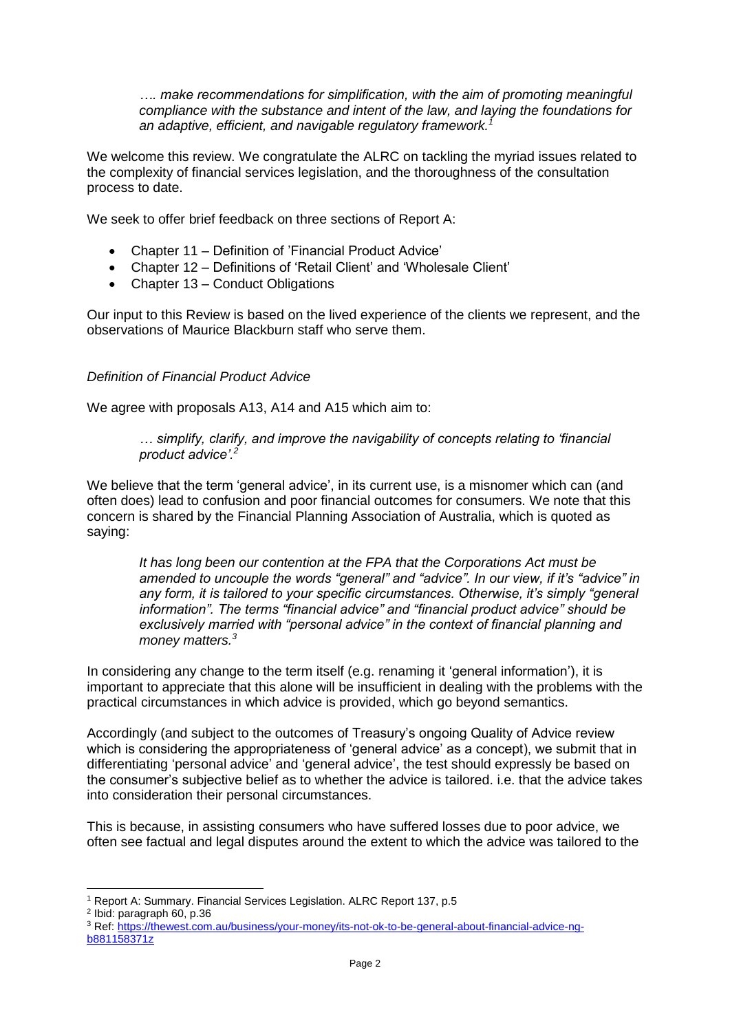> *…. make recommendations for simplification, with the aim of promoting meaningful compliance with the substance and intent of the law, and laying the foundations for an adaptive, efficient, and navigable regulatory framework.*[1]

We welcome this review. We congratulate the ALRC on tackling the myriad issues related to the complexity of financial services legislation, and the thoroughness of the consultation process to date.

We seek to offer brief feedback on three sections of Report A:

- Chapter 11 – Definition of 'Financial Product Advice'
- Chapter 12 – Definitions of 'Retail Client' and 'Wholesale Client'
- Chapter 13 – Conduct Obligations

Our input to this Review is based on the lived experience of the clients we represent, and the observations of Maurice Blackburn staff who serve them.

*Definition of Financial Product Advice*

We agree with proposals A13, A14 and A15 which aim to:

> *… simplify, clarify, and improve the navigability of concepts relating to 'financial product advice'.*[2]

We believe that the term 'general advice', in its current use, is a misnomer which can (and often does) lead to confusion and poor financial outcomes for consumers. We note that this concern is shared by the Financial Planning Association of Australia, which is quoted as saying:

> *It has long been our contention at the FPA that the Corporations Act must be amended to uncouple the words "general" and "advice". In our view, if it's "advice" in any form, it is tailored to your specific circumstances. Otherwise, it's simply "general information". The terms "financial advice" and "financial product advice" should be exclusively married with "personal advice" in the context of financial planning and money matters.*[3]

In considering any change to the term itself (e.g. renaming it 'general information'), it is important to appreciate that this alone will be insufficient in dealing with the problems with the practical circumstances in which advice is provided, which go beyond semantics.

Accordingly (and subject to the outcomes of Treasury's ongoing Quality of Advice review which is considering the appropriateness of 'general advice' as a concept), we submit that in differentiating 'personal advice' and 'general advice', the test should expressly be based on the consumer's subjective belief as to whether the advice is tailored. i.e. that the advice takes into consideration their personal circumstances.

This is because, in assisting consumers who have suffered losses due to poor advice, we often see factual and legal disputes around the extent to which the advice was tailored to the

---

[1] Report A: Summary. Financial Services Legislation. ALRC Report 137, p.5

[2] Ibid: paragraph 60, p.36

[3] Ref: https://thewest.com.au/business/your-money/its-not-ok-to-be-general-about-financial-advice-ng-b881158371z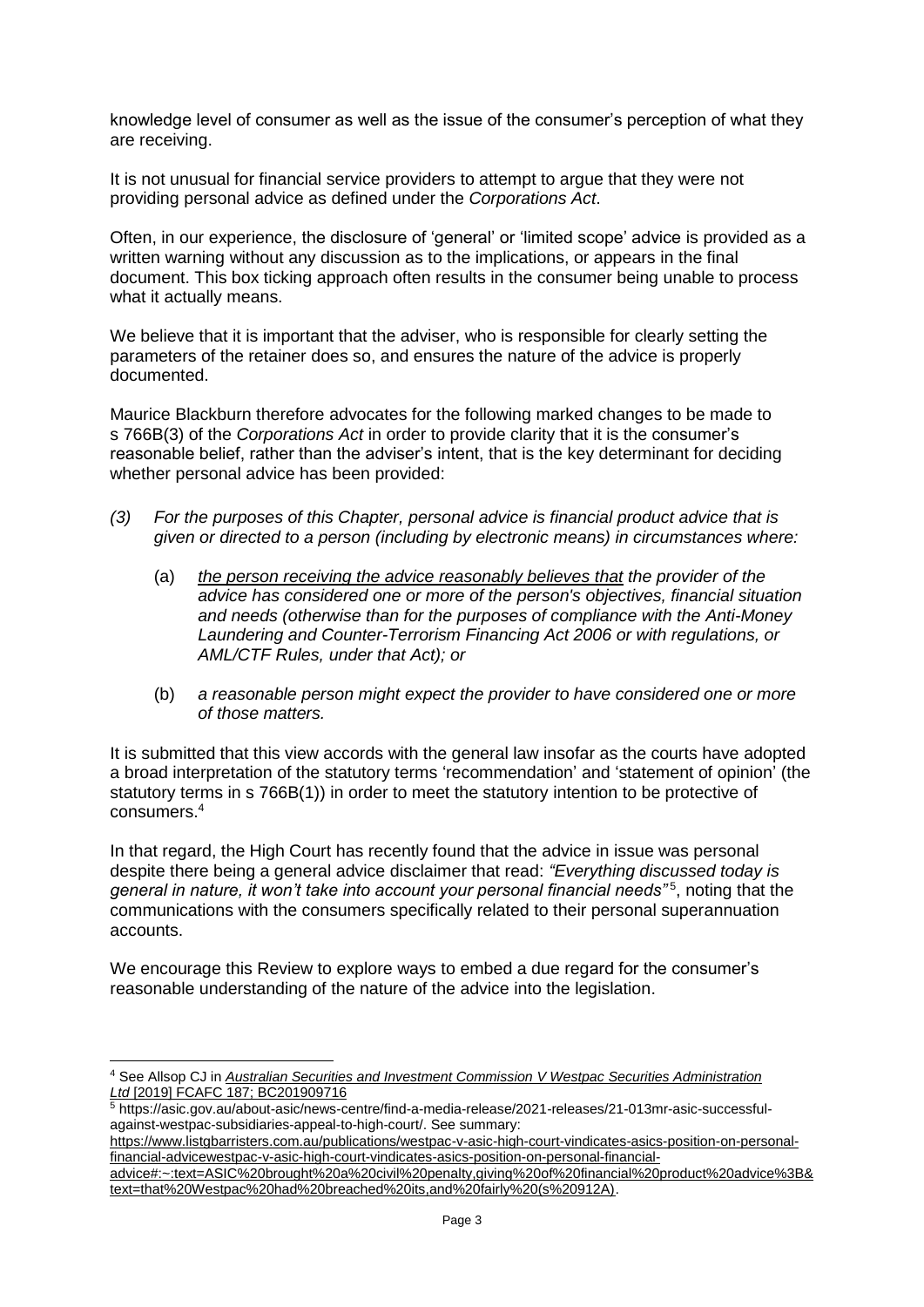knowledge level of consumer as well as the issue of the consumer's perception of what they are receiving.

It is not unusual for financial service providers to attempt to argue that they were not providing personal advice as defined under the *Corporations Act*.

Often, in our experience, the disclosure of 'general' or 'limited scope' advice is provided as a written warning without any discussion as to the implications, or appears in the final document. This box ticking approach often results in the consumer being unable to process what it actually means.

We believe that it is important that the adviser, who is responsible for clearly setting the parameters of the retainer does so, and ensures the nature of the advice is properly documented.

Maurice Blackburn therefore advocates for the following marked changes to be made to s 766B(3) of the *Corporations Act* in order to provide clarity that it is the consumer's reasonable belief, rather than the adviser's intent, that is the key determinant for deciding whether personal advice has been provided:

> *(3) For the purposes of this Chapter, personal advice is financial product advice that is given or directed to a person (including by electronic means) in circumstances where:*
>
> (a) *<u>the person receiving the advice reasonably believes that</u> the provider of the advice has considered one or more of the person's objectives, financial situation and needs (otherwise than for the purposes of compliance with the Anti-Money Laundering and Counter-Terrorism Financing Act 2006 or with regulations, or AML/CTF Rules, under that Act); or*
>
> (b) *a reasonable person might expect the provider to have considered one or more of those matters.*

It is submitted that this view accords with the general law insofar as the courts have adopted a broad interpretation of the statutory terms 'recommendation' and 'statement of opinion' (the statutory terms in s 766B(1)) in order to meet the statutory intention to be protective of consumers.[4]

In that regard, the High Court has recently found that the advice in issue was personal despite there being a general advice disclaimer that read: *"Everything discussed today is general in nature, it won't take into account your personal financial needs"*[5], noting that the communications with the consumers specifically related to their personal superannuation accounts.

We encourage this Review to explore ways to embed a due regard for the consumer's reasonable understanding of the nature of the advice into the legislation.

---

[4] See Allsop CJ in *Australian Securities and Investment Commission V Westpac Securities Administration Ltd* [2019] FCAFC 187; BC201909716

[5] https://asic.gov.au/about-asic/news-centre/find-a-media-release/2021-releases/21-013mr-asic-successful-against-westpac-subsidiaries-appeal-to-high-court/. See summary: https://www.listgbarristers.com.au/publications/westpac-v-asic-high-court-vindicates-asics-position-on-personal-financial-advicewestpac-v-asic-high-court-vindicates-asics-position-on-personal-financial-advice#:~:text=ASIC%20brought%20a%20civil%20penalty,giving%20of%20financial%20product%20advice%3B&text=that%20Westpac%20had%20breached%20its,and%20fairly%20(s%20912A).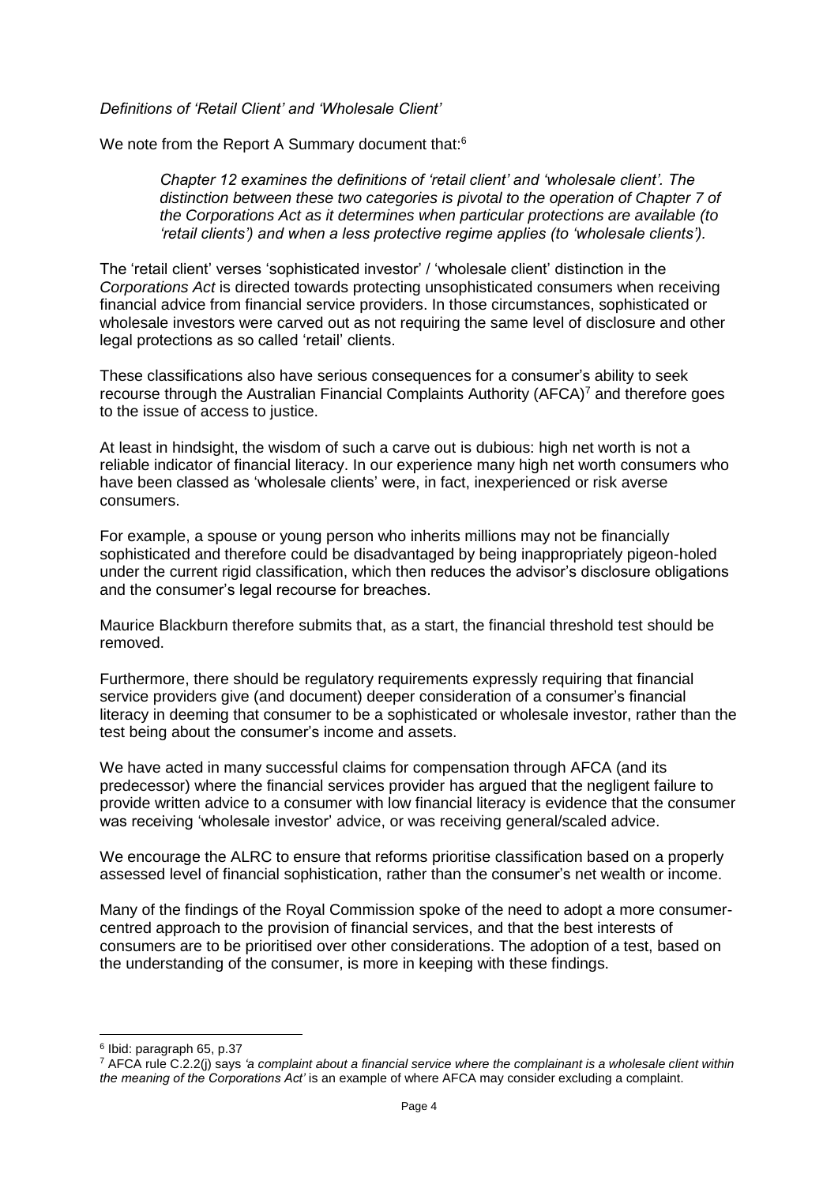*Definitions of 'Retail Client' and 'Wholesale Client'*

We note from the Report A Summary document that:[6]

> *Chapter 12 examines the definitions of 'retail client' and 'wholesale client'. The distinction between these two categories is pivotal to the operation of Chapter 7 of the Corporations Act as it determines when particular protections are available (to 'retail clients') and when a less protective regime applies (to 'wholesale clients').*

The 'retail client' verses 'sophisticated investor' / 'wholesale client' distinction in the *Corporations Act* is directed towards protecting unsophisticated consumers when receiving financial advice from financial service providers. In those circumstances, sophisticated or wholesale investors were carved out as not requiring the same level of disclosure and other legal protections as so called 'retail' clients.

These classifications also have serious consequences for a consumer's ability to seek recourse through the Australian Financial Complaints Authority (AFCA)[7] and therefore goes to the issue of access to justice.

At least in hindsight, the wisdom of such a carve out is dubious: high net worth is not a reliable indicator of financial literacy. In our experience many high net worth consumers who have been classed as 'wholesale clients' were, in fact, inexperienced or risk averse consumers.

For example, a spouse or young person who inherits millions may not be financially sophisticated and therefore could be disadvantaged by being inappropriately pigeon-holed under the current rigid classification, which then reduces the advisor's disclosure obligations and the consumer's legal recourse for breaches.

Maurice Blackburn therefore submits that, as a start, the financial threshold test should be removed.

Furthermore, there should be regulatory requirements expressly requiring that financial service providers give (and document) deeper consideration of a consumer's financial literacy in deeming that consumer to be a sophisticated or wholesale investor, rather than the test being about the consumer's income and assets.

We have acted in many successful claims for compensation through AFCA (and its predecessor) where the financial services provider has argued that the negligent failure to provide written advice to a consumer with low financial literacy is evidence that the consumer was receiving 'wholesale investor' advice, or was receiving general/scaled advice.

We encourage the ALRC to ensure that reforms prioritise classification based on a properly assessed level of financial sophistication, rather than the consumer's net wealth or income.

Many of the findings of the Royal Commission spoke of the need to adopt a more consumer-centred approach to the provision of financial services, and that the best interests of consumers are to be prioritised over other considerations. The adoption of a test, based on the understanding of the consumer, is more in keeping with these findings.

---

[6] Ibid: paragraph 65, p.37

[7] AFCA rule C.2.2(j) says *'a complaint about a financial service where the complainant is a wholesale client within the meaning of the Corporations Act'* is an example of where AFCA may consider excluding a complaint.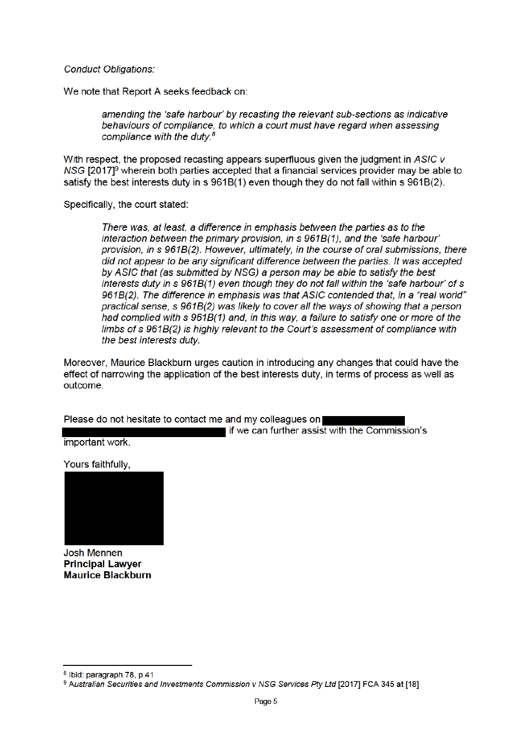*Conduct Obligations:*

We note that Report A seeks feedback on:

> *amending the 'safe harbour' by recasting the relevant sub-sections as indicative behaviours of compliance, to which a court must have regard when assessing compliance with the duty.*[8]

With respect, the proposed recasting appears superfluous given the judgment in *ASIC v NSG* [2017][9] wherein both parties accepted that a financial services provider may be able to satisfy the best interests duty in s 961B(1) even though they do not fall within s 961B(2).

Specifically, the court stated:

> *There was, at least, a difference in emphasis between the parties as to the interaction between the primary provision, in s 961B(1), and the 'safe harbour' provision, in s 961B(2). However, ultimately, in the course of oral submissions, there did not appear to be any significant difference between the parties. It was accepted by ASIC that (as submitted by NSG) a person may be able to satisfy the best interests duty in s 961B(1) even though they do not fall within the 'safe harbour' of s 961B(2). The difference in emphasis was that ASIC contended that, in a "real world" practical sense, s 961B(2) was likely to cover all the ways of showing that a person had complied with s 961B(1) and, in this way, a failure to satisfy one or more of the limbs of s 961B(2) is highly relevant to the Court's assessment of compliance with the best interests duty.*

Moreover, Maurice Blackburn urges caution in introducing any changes that could have the effect of narrowing the application of the best interests duty, in terms of process as well as outcome.

Please do not hesitate to contact me and my colleagues on [redacted] [redacted] if we can further assist with the Commission's important work.

Yours faithfully,

[redacted]

Josh Mennen
**Principal Lawyer**
**Maurice Blackburn**

---

[8] Ibid: paragraph 78, p.41

[9] *Australian Securities and Investments Commission v NSG Services Pty Ltd* [2017] FCA 345 at [18]